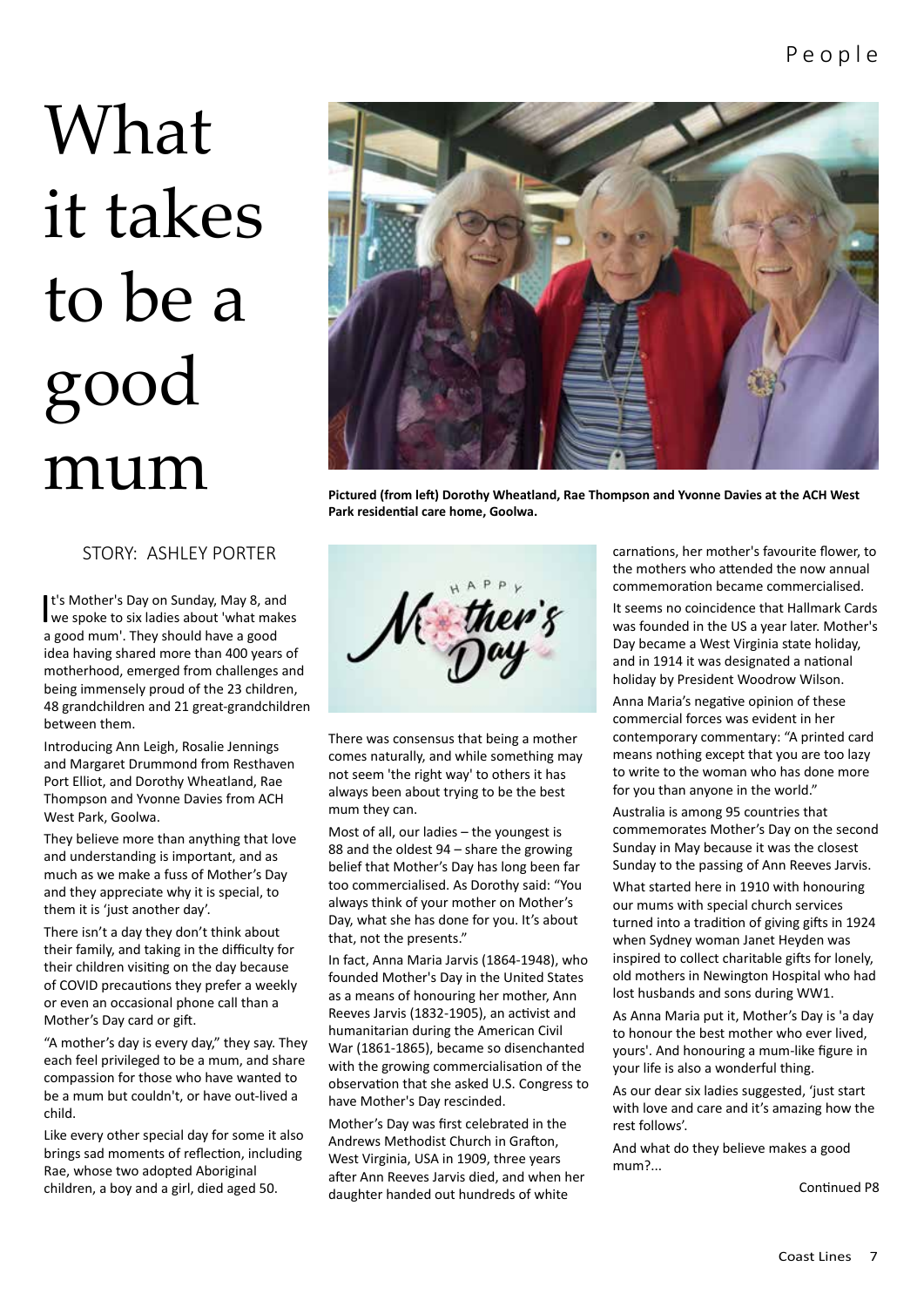# What it takes to be a good mum

Pictured (from left) Dorothy Wheatland, Rae Thompson and Yvonne Davies at the ACH West Park residential care home, Goolwa.

STORY: ASHLEY PORTER

It's Mother's Day on Sunday, May 8, and we spoke to six ladies about 'what makes a good mum'. They should have a good idea having shared more than 400 years of motherhood, emerged from challenges and being immensely proud of the 23 children, 48 grandchildren and 21 great-grandchildren between them.

Introducing Ann Leigh, Rosalie Jennings and Margaret Drummond from Resthaven Port Elliot, and Dorothy Wheatland, Rae Thompson and Yvonne Davies from ACH West Park, Goolwa.

They believe more than anything that love and understanding is important, and as much as we make a fuss of Mother's Day and they appreciate why it is special, to them it is 'just another day'.

There isn't a day they don't think about their family, and taking in the difficulty for their children visiting on the day because of COVID precautions they prefer a weekly or even an occasional phone call than a Mother's Day card or gift.

"A mother's day is every day," they say. They each feel privileged to be a mum, and share compassion for those who have wanted to be a mum but couldn't, or have out-lived a child.

Like every other special day for some it also brings sad moments of reflection, including Rae, whose two adopted Aboriginal children, a boy and a girl, died aged 50.

There was consensus that being a mother comes naturally, and while something may not seem 'the right way' to others it has always been about trying to be the best mum they can.

Most of all, our ladies – the youngest is 88 and the oldest 94 – share the growing belief that Mother's Day has long been far too commercialised. As Dorothy said: "You always think of your mother on Mother's Day, what she has done for you. It's about that, not the presents."

In fact, Anna Maria Jarvis (1864-1948), who founded Mother's Day in the United States as a means of honouring her mother, Ann Reeves Jarvis (1832-1905), an activist and humanitarian during the American Civil War (1861-1865), became so disenchanted with the growing commercialisation of the observation that she asked U.S. Congress to have Mother's Day rescinded.

Mother's Day was first celebrated in the Andrews Methodist Church in Grafton, West Virginia, USA in 1909, three years after Ann Reeves Jarvis died, and when her daughter handed out hundreds of white carnations, her mother's favourite flower, to the mothers who attended the now annual commemoration became commercialised.

It seems no coincidence that Hallmark Cards was founded in the US a year later. Mother's Day became a West Virginia state holiday, and in 1914 it was designated a national holiday by President Woodrow Wilson.

Anna Maria's negative opinion of these commercial forces was evident in her contemporary commentary: "A printed card means nothing except that you are too lazy to write to the woman who has done more for you than anyone in the world."

Australia is among 95 countries that commemorates Mother's Day on the second Sunday in May because it was the closest Sunday to the passing of Ann Reeves Jarvis.

What started here in 1910 with honouring our mums with special church services turned into a tradition of giving gifts in 1924 when Sydney woman Janet Heyden was inspired to collect charitable gifts for lonely, old mothers in Newington Hospital who had lost husbands and sons during WW1.

As Anna Maria put it, Mother's Day is 'a day to honour the best mother who ever lived, yours'. And honouring a mum-like figure in your life is also a wonderful thing.

As our dear six ladies suggested, 'just start with love and care and it's amazing how the rest follows'.

And what do they believe makes a good mum?...

Continued P8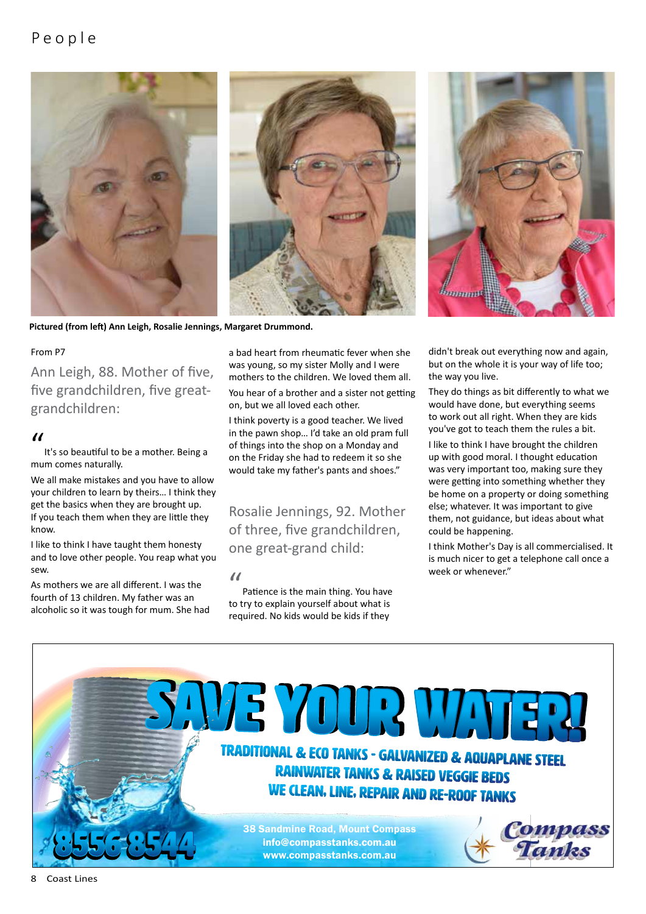Pictured (from left) Ann Leigh, Rosalie Jennings, Margaret Drummond.

From P7

## Ann Leigh, 88. Mother of five, five grandchildren, five great-grandchildren:

"It's so beautiful to be a mother. Being a mum comes naturally.

We all make mistakes and you have to allow your children to learn by theirs… I think they get the basics when they are brought up. If you teach them when they are little they know.

I like to think I have taught them honesty and to love other people. You reap what you sew.

As mothers we are all different. I was the fourth of 13 children. My father was an alcoholic so it was tough for mum. She had a bad heart from rheumatic fever when she was young, so my sister Molly and I were mothers to the children. We loved them all.

You hear of a brother and a sister not getting on, but we all loved each other.

I think poverty is a good teacher. We lived in the pawn shop… I'd take an old pram full of things into the shop on a Monday and on the Friday she had to redeem it so she would take my father's pants and shoes."

## Rosalie Jennings, 92. Mother of three, five grandchildren, one great-grand child:

"Patience is the main thing. You have to try to explain yourself about what is required. No kids would be kids if they didn't break out everything now and again, but on the whole it is your way of life too; the way you live.

They do things as bit differently to what we would have done, but everything seems to work out all right. When they are kids you've got to teach them the rules a bit.

I like to think I have brought the children up with good moral. I thought education was very important too, making sure they were getting into something whether they be home on a property or doing something else; whatever. It was important to give them, not guidance, but ideas about what could be happening.

I think Mother's Day is all commercialised. It is much nicer to get a telephone call once a week or whenever."

**SAVE YOUR WATER!**

TRADITIONAL & ECO TANKS - GALVANIZED & AQUAPLANE STEEL
RAINWATER TANKS & RAISED VEGGIE BEDS
WE CLEAN, LINE, REPAIR AND RE-ROOF TANKS

8556 8544

38 Sandmine Road, Mount Compass
info@compasstanks.com.au
www.compasstanks.com.au

Compass Tanks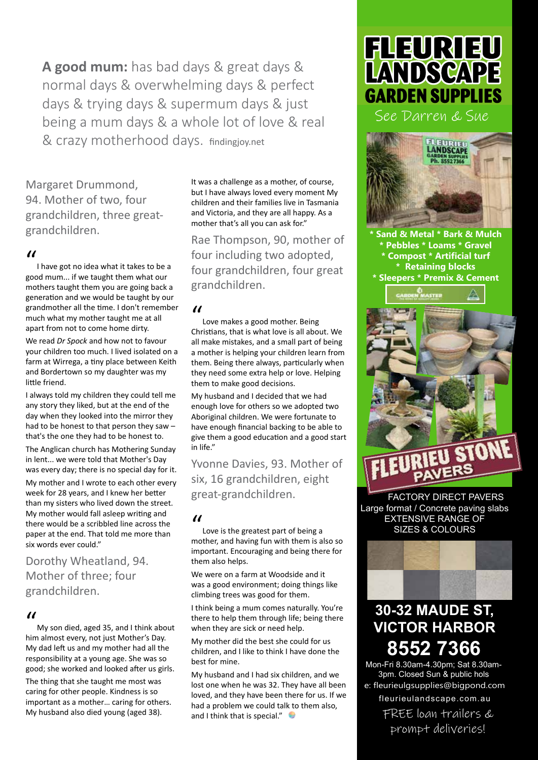**A good mum:** has bad days & great days & normal days & overwhelming days & perfect days & trying days & supermum days & just being a mum days & a whole lot of love & real & crazy motherhood days. findingjoy.net

## Margaret Drummond, 94. Mother of two, four grandchildren, three great-grandchildren.

"I have got no idea what it takes to be a good mum... if we taught them what our mothers taught them you are going back a generation and we would be taught by our grandmother all the time. I don't remember much what my mother taught me at all apart from not to come home dirty.

We read *Dr Spock* and how not to favour your children too much. I lived isolated on a farm at Wirrega, a tiny place between Keith and Bordertown so my daughter was my little friend.

I always told my children they could tell me any story they liked, but at the end of the day when they looked into the mirror they had to be honest to that person they saw – that's the one they had to be honest to.

The Anglican church has Mothering Sunday in lent... we were told that Mother's Day was every day; there is no special day for it.

My mother and I wrote to each other every week for 28 years, and I knew her better than my sisters who lived down the street. My mother would fall asleep writing and there would be a scribbled line across the paper at the end. That told me more than six words ever could."

## Dorothy Wheatland, 94. Mother of three; four grandchildren.

"My son died, aged 35, and I think about him almost every, not just Mother's Day. My dad left us and my mother had all the responsibility at a young age. She was so good; she worked and looked after us girls.

The thing that she taught me most was caring for other people. Kindness is so important as a mother… caring for others. My husband also died young (aged 38).

It was a challenge as a mother, of course, but I have always loved every moment My children and their families live in Tasmania and Victoria, and they are all happy. As a mother that's all you can ask for."

## Rae Thompson, 90, mother of four including two adopted, four grandchildren, four great grandchildren.

"Love makes a good mother. Being Christians, that is what love is all about. We all make mistakes, and a small part of being a mother is helping your children learn from them. Being there always, particularly when they need some extra help or love. Helping them to make good decisions.

My husband and I decided that we had enough love for others so we adopted two Aboriginal children. We were fortunate to have enough financial backing to be able to give them a good education and a good start in life."

## Yvonne Davies, 93. Mother of six, 16 grandchildren, eight great-grandchildren.

"Love is the greatest part of being a mother, and having fun with them is also so important. Encouraging and being there for them also helps.

We were on a farm at Woodside and it was a good environment; doing things like climbing trees was good for them.

I think being a mum comes naturally. You're there to help them through life; being there when they are sick or need help.

My mother did the best she could for us children, and I like to think I have done the best for mine.

My husband and I had six children, and we lost one when he was 32. They have all been loved, and they have been there for us. If we had a problem we could talk to them also, and I think that is special."

---

# FLEURIEU LANDSCAPE GARDEN SUPPLIES

See Darren & Sue

* Sand & Metal * Bark & Mulch * Pebbles * Loams * Gravel * Compost * Artificial turf * Retaining blocks * Sleepers * Premix & Cement

GARDEN MASTER

## FLEURIEU STONE PAVERS

FACTORY DIRECT PAVERS
Large format / Concrete paving slabs
EXTENSIVE RANGE OF SIZES & COLOURS

**30-32 MAUDE ST, VICTOR HARBOR**

**8552 7366**

Mon-Fri 8.30am-4.30pm; Sat 8.30am-3pm. Closed Sun & public hols
e: fleurieulgsupplies@bigpond.com
fleurieulandscape.com.au

FREE loan trailers & prompt deliveries!